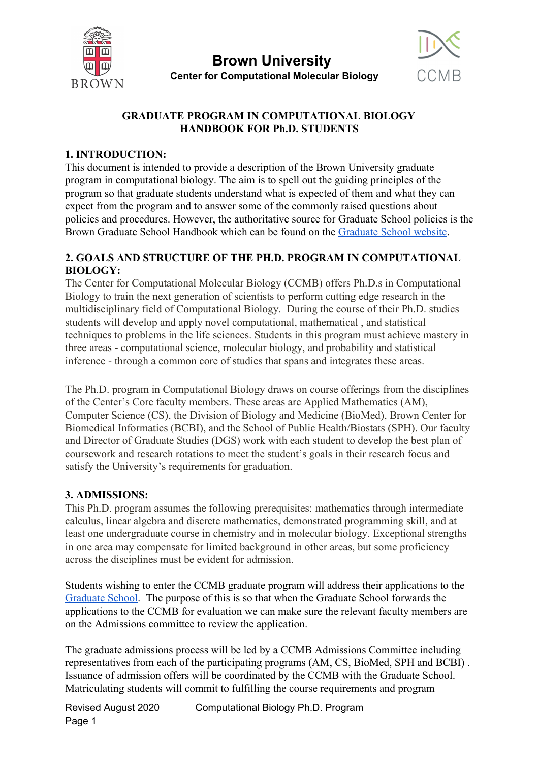# Brown University
**Center for Computational Molecular Biology**

## GRADUATE PROGRAM IN COMPUTATIONAL BIOLOGY
## HANDBOOK FOR Ph.D. STUDENTS

### 1. INTRODUCTION:

This document is intended to provide a description of the Brown University graduate program in computational biology. The aim is to spell out the guiding principles of the program so that graduate students understand what is expected of them and what they can expect from the program and to answer some of the commonly raised questions about policies and procedures. However, the authoritative source for Graduate School policies is the Brown Graduate School Handbook which can be found on the Graduate School website.

### 2. GOALS AND STRUCTURE OF THE PH.D. PROGRAM IN COMPUTATIONAL BIOLOGY:

The Center for Computational Molecular Biology (CCMB) offers Ph.D.s in Computational Biology to train the next generation of scientists to perform cutting edge research in the multidisciplinary field of Computational Biology. During the course of their Ph.D. studies students will develop and apply novel computational, mathematical , and statistical techniques to problems in the life sciences. Students in this program must achieve mastery in three areas - computational science, molecular biology, and probability and statistical inference - through a common core of studies that spans and integrates these areas.

The Ph.D. program in Computational Biology draws on course offerings from the disciplines of the Center's Core faculty members. These areas are Applied Mathematics (AM), Computer Science (CS), the Division of Biology and Medicine (BioMed), Brown Center for Biomedical Informatics (BCBI), and the School of Public Health/Biostats (SPH). Our faculty and Director of Graduate Studies (DGS) work with each student to develop the best plan of coursework and research rotations to meet the student's goals in their research focus and satisfy the University's requirements for graduation.

### 3. ADMISSIONS:

This Ph.D. program assumes the following prerequisites: mathematics through intermediate calculus, linear algebra and discrete mathematics, demonstrated programming skill, and at least one undergraduate course in chemistry and in molecular biology. Exceptional strengths in one area may compensate for limited background in other areas, but some proficiency across the disciplines must be evident for admission.

Students wishing to enter the CCMB graduate program will address their applications to the Graduate School. The purpose of this is so that when the Graduate School forwards the applications to the CCMB for evaluation we can make sure the relevant faculty members are on the Admissions committee to review the application.

The graduate admissions process will be led by a CCMB Admissions Committee including representatives from each of the participating programs (AM, CS, BioMed, SPH and BCBI) . Issuance of admission offers will be coordinated by the CCMB with the Graduate School. Matriculating students will commit to fulfilling the course requirements and program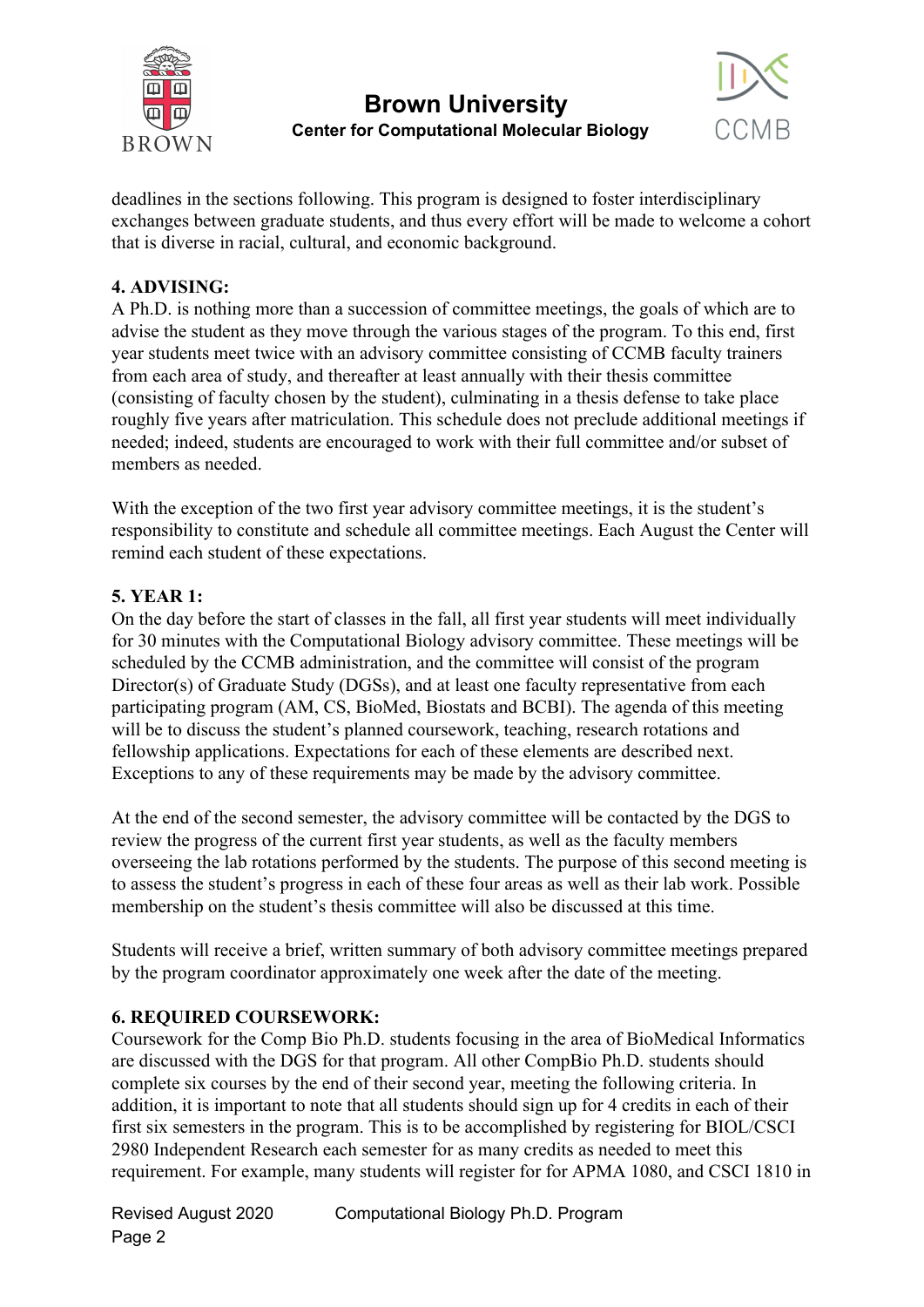deadlines in the sections following. This program is designed to foster interdisciplinary exchanges between graduate students, and thus every effort will be made to welcome a cohort that is diverse in racial, cultural, and economic background.

**4. ADVISING:**

A Ph.D. is nothing more than a succession of committee meetings, the goals of which are to advise the student as they move through the various stages of the program. To this end, first year students meet twice with an advisory committee consisting of CCMB faculty trainers from each area of study, and thereafter at least annually with their thesis committee (consisting of faculty chosen by the student), culminating in a thesis defense to take place roughly five years after matriculation. This schedule does not preclude additional meetings if needed; indeed, students are encouraged to work with their full committee and/or subset of members as needed.

With the exception of the two first year advisory committee meetings, it is the student's responsibility to constitute and schedule all committee meetings. Each August the Center will remind each student of these expectations.

**5. YEAR 1:**

On the day before the start of classes in the fall, all first year students will meet individually for 30 minutes with the Computational Biology advisory committee. These meetings will be scheduled by the CCMB administration, and the committee will consist of the program Director(s) of Graduate Study (DGSs), and at least one faculty representative from each participating program (AM, CS, BioMed, Biostats and BCBI). The agenda of this meeting will be to discuss the student's planned coursework, teaching, research rotations and fellowship applications. Expectations for each of these elements are described next. Exceptions to any of these requirements may be made by the advisory committee.

At the end of the second semester, the advisory committee will be contacted by the DGS to review the progress of the current first year students, as well as the faculty members overseeing the lab rotations performed by the students. The purpose of this second meeting is to assess the student's progress in each of these four areas as well as their lab work. Possible membership on the student's thesis committee will also be discussed at this time.

Students will receive a brief, written summary of both advisory committee meetings prepared by the program coordinator approximately one week after the date of the meeting.

**6. REQUIRED COURSEWORK:**

Coursework for the Comp Bio Ph.D. students focusing in the area of BioMedical Informatics are discussed with the DGS for that program. All other CompBio Ph.D. students should complete six courses by the end of their second year, meeting the following criteria. In addition, it is important to note that all students should sign up for 4 credits in each of their first six semesters in the program. This is to be accomplished by registering for BIOL/CSCI 2980 Independent Research each semester for as many credits as needed to meet this requirement. For example, many students will register for for APMA 1080, and CSCI 1810 in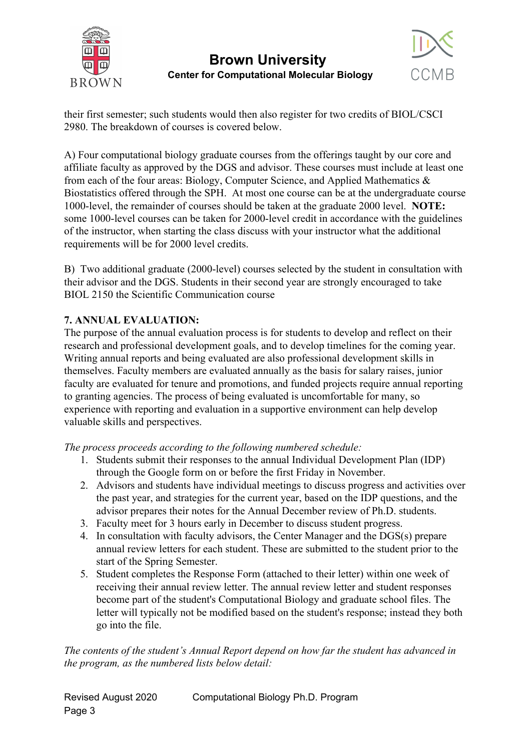their first semester; such students would then also register for two credits of BIOL/CSCI 2980. The breakdown of courses is covered below.

A) Four computational biology graduate courses from the offerings taught by our core and affiliate faculty as approved by the DGS and advisor. These courses must include at least one from each of the four areas: Biology, Computer Science, and Applied Mathematics & Biostatistics offered through the SPH. At most one course can be at the undergraduate course 1000-level, the remainder of courses should be taken at the graduate 2000 level. **NOTE:** some 1000-level courses can be taken for 2000-level credit in accordance with the guidelines of the instructor, when starting the class discuss with your instructor what the additional requirements will be for 2000 level credits.

B) Two additional graduate (2000-level) courses selected by the student in consultation with their advisor and the DGS. Students in their second year are strongly encouraged to take BIOL 2150 the Scientific Communication course

**7. ANNUAL EVALUATION:**

The purpose of the annual evaluation process is for students to develop and reflect on their research and professional development goals, and to develop timelines for the coming year. Writing annual reports and being evaluated are also professional development skills in themselves. Faculty members are evaluated annually as the basis for salary raises, junior faculty are evaluated for tenure and promotions, and funded projects require annual reporting to granting agencies. The process of being evaluated is uncomfortable for many, so experience with reporting and evaluation in a supportive environment can help develop valuable skills and perspectives.

*The process proceeds according to the following numbered schedule:*

1. Students submit their responses to the annual Individual Development Plan (IDP) through the Google form on or before the first Friday in November.
2. Advisors and students have individual meetings to discuss progress and activities over the past year, and strategies for the current year, based on the IDP questions, and the advisor prepares their notes for the Annual December review of Ph.D. students.
3. Faculty meet for 3 hours early in December to discuss student progress.
4. In consultation with faculty advisors, the Center Manager and the DGS(s) prepare annual review letters for each student. These are submitted to the student prior to the start of the Spring Semester.
5. Student completes the Response Form (attached to their letter) within one week of receiving their annual review letter. The annual review letter and student responses become part of the student's Computational Biology and graduate school files. The letter will typically not be modified based on the student's response; instead they both go into the file.

*The contents of the student's Annual Report depend on how far the student has advanced in the program, as the numbered lists below detail:*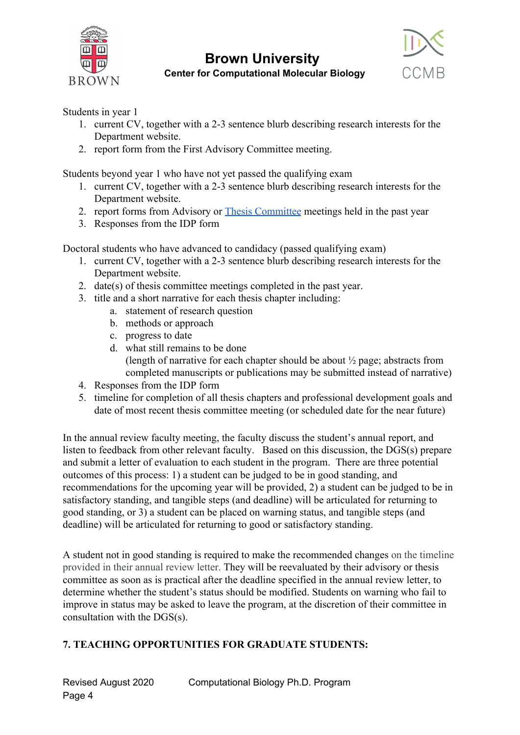Students in year 1

1. current CV, together with a 2-3 sentence blurb describing research interests for the Department website.
2. report form from the First Advisory Committee meeting.

Students beyond year 1 who have not yet passed the qualifying exam

1. current CV, together with a 2-3 sentence blurb describing research interests for the Department website.
2. report forms from Advisory or Thesis Committee meetings held in the past year
3. Responses from the IDP form

Doctoral students who have advanced to candidacy (passed qualifying exam)

1. current CV, together with a 2-3 sentence blurb describing research interests for the Department website.
2. date(s) of thesis committee meetings completed in the past year.
3. title and a short narrative for each thesis chapter including:
   a. statement of research question
   b. methods or approach
   c. progress to date
   d. what still remains to be done
   (length of narrative for each chapter should be about ½ page; abstracts from completed manuscripts or publications may be submitted instead of narrative)
4. Responses from the IDP form
5. timeline for completion of all thesis chapters and professional development goals and date of most recent thesis committee meeting (or scheduled date for the near future)

In the annual review faculty meeting, the faculty discuss the student's annual report, and listen to feedback from other relevant faculty. Based on this discussion, the DGS(s) prepare and submit a letter of evaluation to each student in the program. There are three potential outcomes of this process: 1) a student can be judged to be in good standing, and recommendations for the upcoming year will be provided, 2) a student can be judged to be in satisfactory standing, and tangible steps (and deadline) will be articulated for returning to good standing, or 3) a student can be placed on warning status, and tangible steps (and deadline) will be articulated for returning to good or satisfactory standing.

A student not in good standing is required to make the recommended changes on the timeline provided in their annual review letter. They will be reevaluated by their advisory or thesis committee as soon as is practical after the deadline specified in the annual review letter, to determine whether the student's status should be modified. Students on warning who fail to improve in status may be asked to leave the program, at the discretion of their committee in consultation with the DGS(s).

## 7. TEACHING OPPORTUNITIES FOR GRADUATE STUDENTS: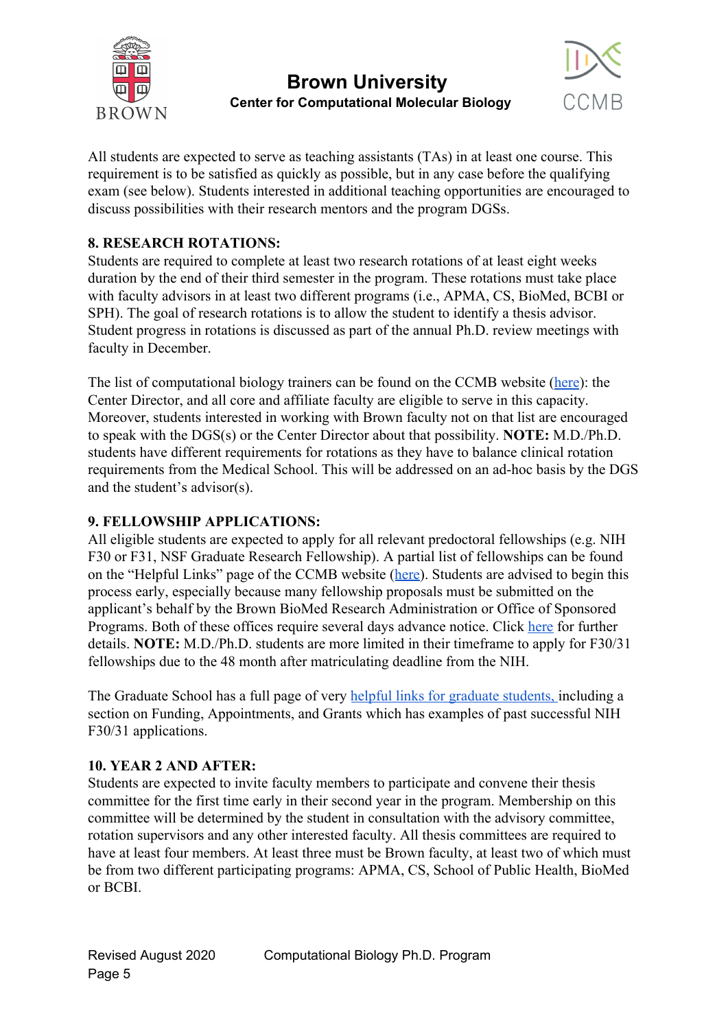All students are expected to serve as teaching assistants (TAs) in at least one course. This requirement is to be satisfied as quickly as possible, but in any case before the qualifying exam (see below). Students interested in additional teaching opportunities are encouraged to discuss possibilities with their research mentors and the program DGSs.

## 8. RESEARCH ROTATIONS:

Students are required to complete at least two research rotations of at least eight weeks duration by the end of their third semester in the program. These rotations must take place with faculty advisors in at least two different programs (i.e., APMA, CS, BioMed, BCBI or SPH). The goal of research rotations is to allow the student to identify a thesis advisor. Student progress in rotations is discussed as part of the annual Ph.D. review meetings with faculty in December.

The list of computational biology trainers can be found on the CCMB website (here): the Center Director, and all core and affiliate faculty are eligible to serve in this capacity. Moreover, students interested in working with Brown faculty not on that list are encouraged to speak with the DGS(s) or the Center Director about that possibility. **NOTE:** M.D./Ph.D. students have different requirements for rotations as they have to balance clinical rotation requirements from the Medical School. This will be addressed on an ad-hoc basis by the DGS and the student's advisor(s).

## 9. FELLOWSHIP APPLICATIONS:

All eligible students are expected to apply for all relevant predoctoral fellowships (e.g. NIH F30 or F31, NSF Graduate Research Fellowship). A partial list of fellowships can be found on the "Helpful Links" page of the CCMB website (here). Students are advised to begin this process early, especially because many fellowship proposals must be submitted on the applicant's behalf by the Brown BioMed Research Administration or Office of Sponsored Programs. Both of these offices require several days advance notice. Click here for further details. **NOTE:** M.D./Ph.D. students are more limited in their timeframe to apply for F30/31 fellowships due to the 48 month after matriculating deadline from the NIH.

The Graduate School has a full page of very helpful links for graduate students, including a section on Funding, Appointments, and Grants which has examples of past successful NIH F30/31 applications.

## 10. YEAR 2 AND AFTER:

Students are expected to invite faculty members to participate and convene their thesis committee for the first time early in their second year in the program. Membership on this committee will be determined by the student in consultation with the advisory committee, rotation supervisors and any other interested faculty. All thesis committees are required to have at least four members. At least three must be Brown faculty, at least two of which must be from two different participating programs: APMA, CS, School of Public Health, BioMed or BCBI.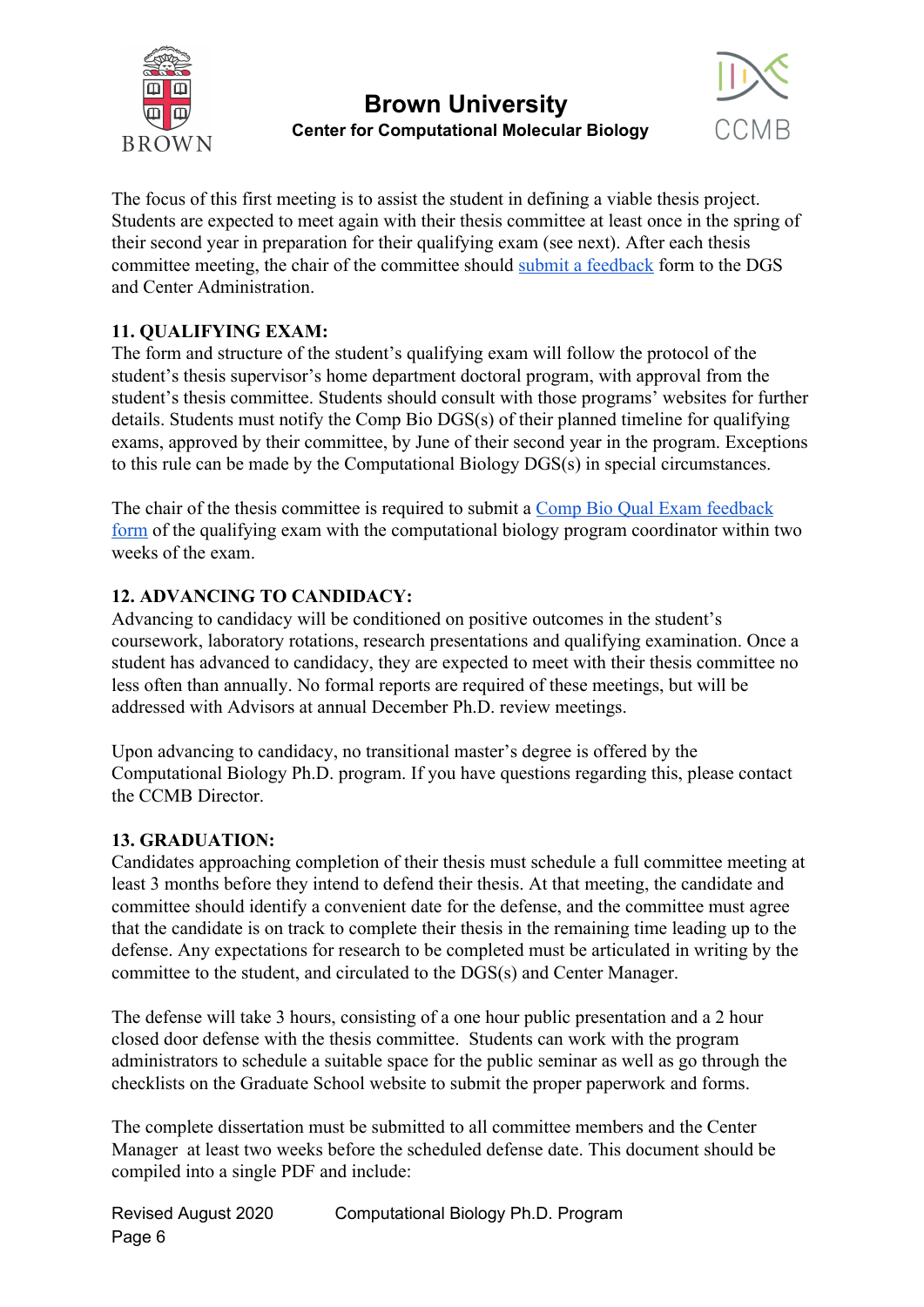The focus of this first meeting is to assist the student in defining a viable thesis project. Students are expected to meet again with their thesis committee at least once in the spring of their second year in preparation for their qualifying exam (see next). After each thesis committee meeting, the chair of the committee should submit a feedback form to the DGS and Center Administration.

**11. QUALIFYING EXAM:**

The form and structure of the student's qualifying exam will follow the protocol of the student's thesis supervisor's home department doctoral program, with approval from the student's thesis committee. Students should consult with those programs' websites for further details. Students must notify the Comp Bio DGS(s) of their planned timeline for qualifying exams, approved by their committee, by June of their second year in the program. Exceptions to this rule can be made by the Computational Biology DGS(s) in special circumstances.

The chair of the thesis committee is required to submit a Comp Bio Qual Exam feedback form of the qualifying exam with the computational biology program coordinator within two weeks of the exam.

**12. ADVANCING TO CANDIDACY:**

Advancing to candidacy will be conditioned on positive outcomes in the student's coursework, laboratory rotations, research presentations and qualifying examination. Once a student has advanced to candidacy, they are expected to meet with their thesis committee no less often than annually. No formal reports are required of these meetings, but will be addressed with Advisors at annual December Ph.D. review meetings.

Upon advancing to candidacy, no transitional master's degree is offered by the Computational Biology Ph.D. program. If you have questions regarding this, please contact the CCMB Director.

**13. GRADUATION:**

Candidates approaching completion of their thesis must schedule a full committee meeting at least 3 months before they intend to defend their thesis. At that meeting, the candidate and committee should identify a convenient date for the defense, and the committee must agree that the candidate is on track to complete their thesis in the remaining time leading up to the defense. Any expectations for research to be completed must be articulated in writing by the committee to the student, and circulated to the DGS(s) and Center Manager.

The defense will take 3 hours, consisting of a one hour public presentation and a 2 hour closed door defense with the thesis committee. Students can work with the program administrators to schedule a suitable space for the public seminar as well as go through the checklists on the Graduate School website to submit the proper paperwork and forms.

The complete dissertation must be submitted to all committee members and the Center Manager at least two weeks before the scheduled defense date. This document should be compiled into a single PDF and include: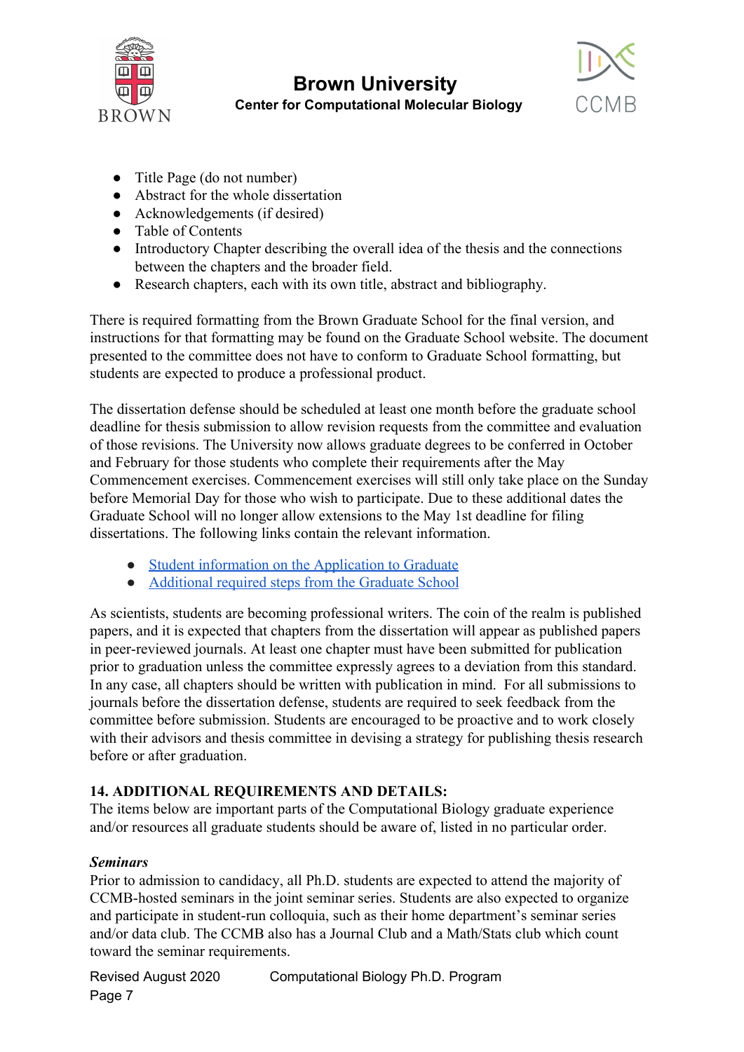- Title Page (do not number)
- Abstract for the whole dissertation
- Acknowledgements (if desired)
- Table of Contents
- Introductory Chapter describing the overall idea of the thesis and the connections between the chapters and the broader field.
- Research chapters, each with its own title, abstract and bibliography.

There is required formatting from the Brown Graduate School for the final version, and instructions for that formatting may be found on the Graduate School website. The document presented to the committee does not have to conform to Graduate School formatting, but students are expected to produce a professional product.

The dissertation defense should be scheduled at least one month before the graduate school deadline for thesis submission to allow revision requests from the committee and evaluation of those revisions. The University now allows graduate degrees to be conferred in October and February for those students who complete their requirements after the May Commencement exercises. Commencement exercises will still only take place on the Sunday before Memorial Day for those who wish to participate. Due to these additional dates the Graduate School will no longer allow extensions to the May 1st deadline for filing dissertations. The following links contain the relevant information.

- Student information on the Application to Graduate
- Additional required steps from the Graduate School

As scientists, students are becoming professional writers. The coin of the realm is published papers, and it is expected that chapters from the dissertation will appear as published papers in peer-reviewed journals. At least one chapter must have been submitted for publication prior to graduation unless the committee expressly agrees to a deviation from this standard. In any case, all chapters should be written with publication in mind. For all submissions to journals before the dissertation defense, students are required to seek feedback from the committee before submission. Students are encouraged to be proactive and to work closely with their advisors and thesis committee in devising a strategy for publishing thesis research before or after graduation.

## 14. ADDITIONAL REQUIREMENTS AND DETAILS:

The items below are important parts of the Computational Biology graduate experience and/or resources all graduate students should be aware of, listed in no particular order.

### *Seminars*

Prior to admission to candidacy, all Ph.D. students are expected to attend the majority of CCMB-hosted seminars in the joint seminar series. Students are also expected to organize and participate in student-run colloquia, such as their home department's seminar series and/or data club. The CCMB also has a Journal Club and a Math/Stats club which count toward the seminar requirements.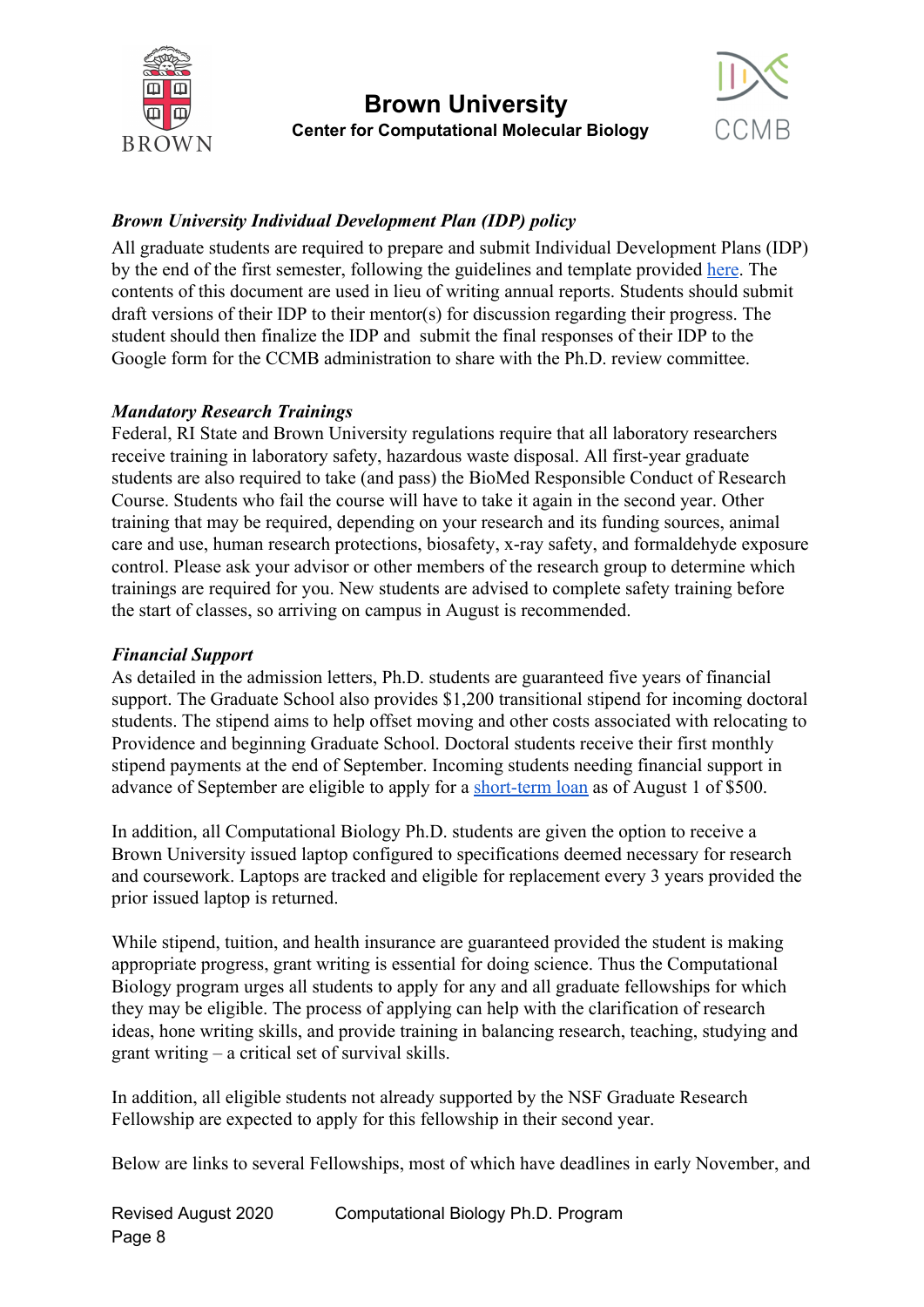### *Brown University Individual Development Plan (IDP) policy*

All graduate students are required to prepare and submit Individual Development Plans (IDP) by the end of the first semester, following the guidelines and template provided [here](). The contents of this document are used in lieu of writing annual reports. Students should submit draft versions of their IDP to their mentor(s) for discussion regarding their progress. The student should then finalize the IDP and submit the final responses of their IDP to the Google form for the CCMB administration to share with the Ph.D. review committee.

### *Mandatory Research Trainings*

Federal, RI State and Brown University regulations require that all laboratory researchers receive training in laboratory safety, hazardous waste disposal. All first-year graduate students are also required to take (and pass) the BioMed Responsible Conduct of Research Course. Students who fail the course will have to take it again in the second year. Other training that may be required, depending on your research and its funding sources, animal care and use, human research protections, biosafety, x-ray safety, and formaldehyde exposure control. Please ask your advisor or other members of the research group to determine which trainings are required for you. New students are advised to complete safety training before the start of classes, so arriving on campus in August is recommended.

### *Financial Support*

As detailed in the admission letters, Ph.D. students are guaranteed five years of financial support. The Graduate School also provides $1,200 transitional stipend for incoming doctoral students. The stipend aims to help offset moving and other costs associated with relocating to Providence and beginning Graduate School. Doctoral students receive their first monthly stipend payments at the end of September. Incoming students needing financial support in advance of September are eligible to apply for a [short-term loan]() as of August 1 of $500.

In addition, all Computational Biology Ph.D. students are given the option to receive a Brown University issued laptop configured to specifications deemed necessary for research and coursework. Laptops are tracked and eligible for replacement every 3 years provided the prior issued laptop is returned.

While stipend, tuition, and health insurance are guaranteed provided the student is making appropriate progress, grant writing is essential for doing science. Thus the Computational Biology program urges all students to apply for any and all graduate fellowships for which they may be eligible. The process of applying can help with the clarification of research ideas, hone writing skills, and provide training in balancing research, teaching, studying and grant writing – a critical set of survival skills.

In addition, all eligible students not already supported by the NSF Graduate Research Fellowship are expected to apply for this fellowship in their second year.

Below are links to several Fellowships, most of which have deadlines in early November, and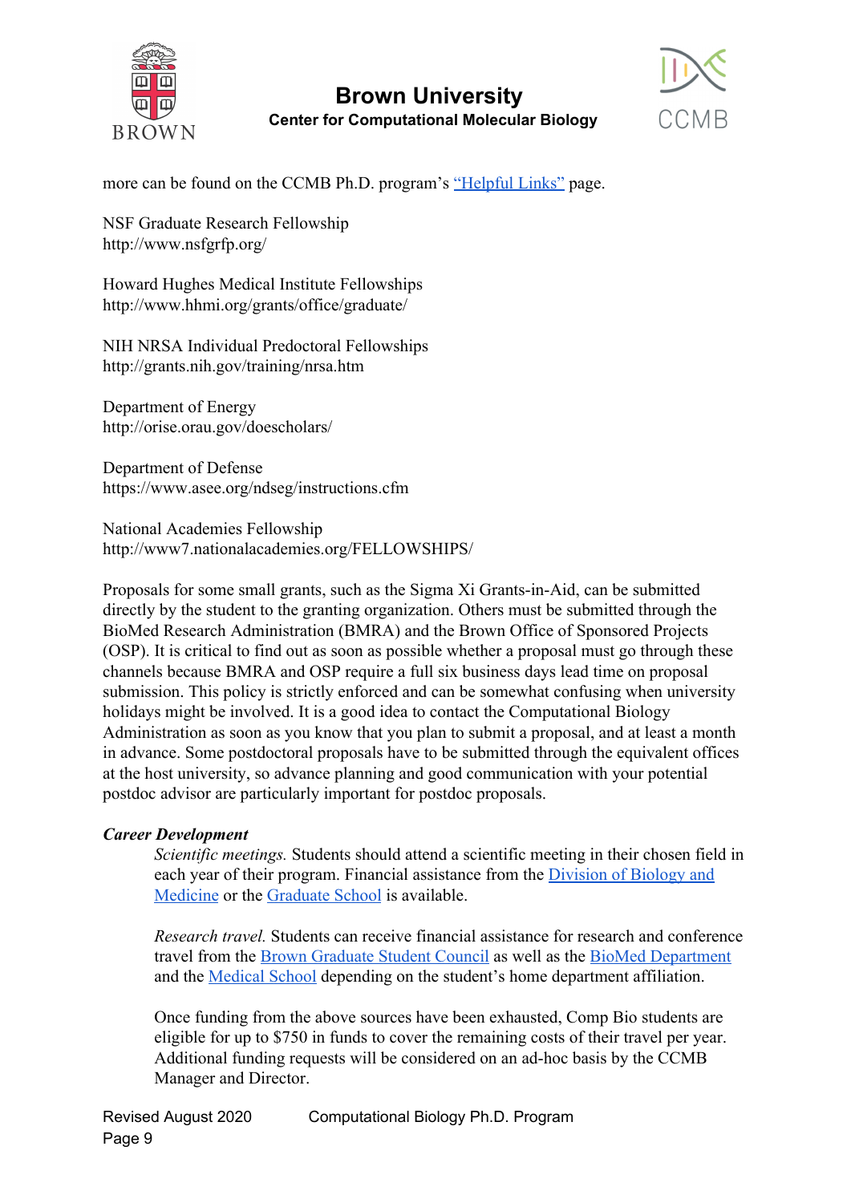more can be found on the CCMB Ph.D. program's "Helpful Links" page.

NSF Graduate Research Fellowship
http://www.nsfgrfp.org/

Howard Hughes Medical Institute Fellowships
http://www.hhmi.org/grants/office/graduate/

NIH NRSA Individual Predoctoral Fellowships
http://grants.nih.gov/training/nrsa.htm

Department of Energy
http://orise.orau.gov/doescholars/

Department of Defense
https://www.asee.org/ndseg/instructions.cfm

National Academies Fellowship
http://www7.nationalacademies.org/FELLOWSHIPS/

Proposals for some small grants, such as the Sigma Xi Grants-in-Aid, can be submitted directly by the student to the granting organization. Others must be submitted through the BioMed Research Administration (BMRA) and the Brown Office of Sponsored Projects (OSP). It is critical to find out as soon as possible whether a proposal must go through these channels because BMRA and OSP require a full six business days lead time on proposal submission. This policy is strictly enforced and can be somewhat confusing when university holidays might be involved. It is a good idea to contact the Computational Biology Administration as soon as you know that you plan to submit a proposal, and at least a month in advance. Some postdoctoral proposals have to be submitted through the equivalent offices at the host university, so advance planning and good communication with your potential postdoc advisor are particularly important for postdoc proposals.

***Career Development***

*Scientific meetings.* Students should attend a scientific meeting in their chosen field in each year of their program. Financial assistance from the Division of Biology and Medicine or the Graduate School is available.

*Research travel.* Students can receive financial assistance for research and conference travel from the Brown Graduate Student Council as well as the BioMed Department and the Medical School depending on the student's home department affiliation.

Once funding from the above sources have been exhausted, Comp Bio students are eligible for up to $750 in funds to cover the remaining costs of their travel per year. Additional funding requests will be considered on an ad-hoc basis by the CCMB Manager and Director.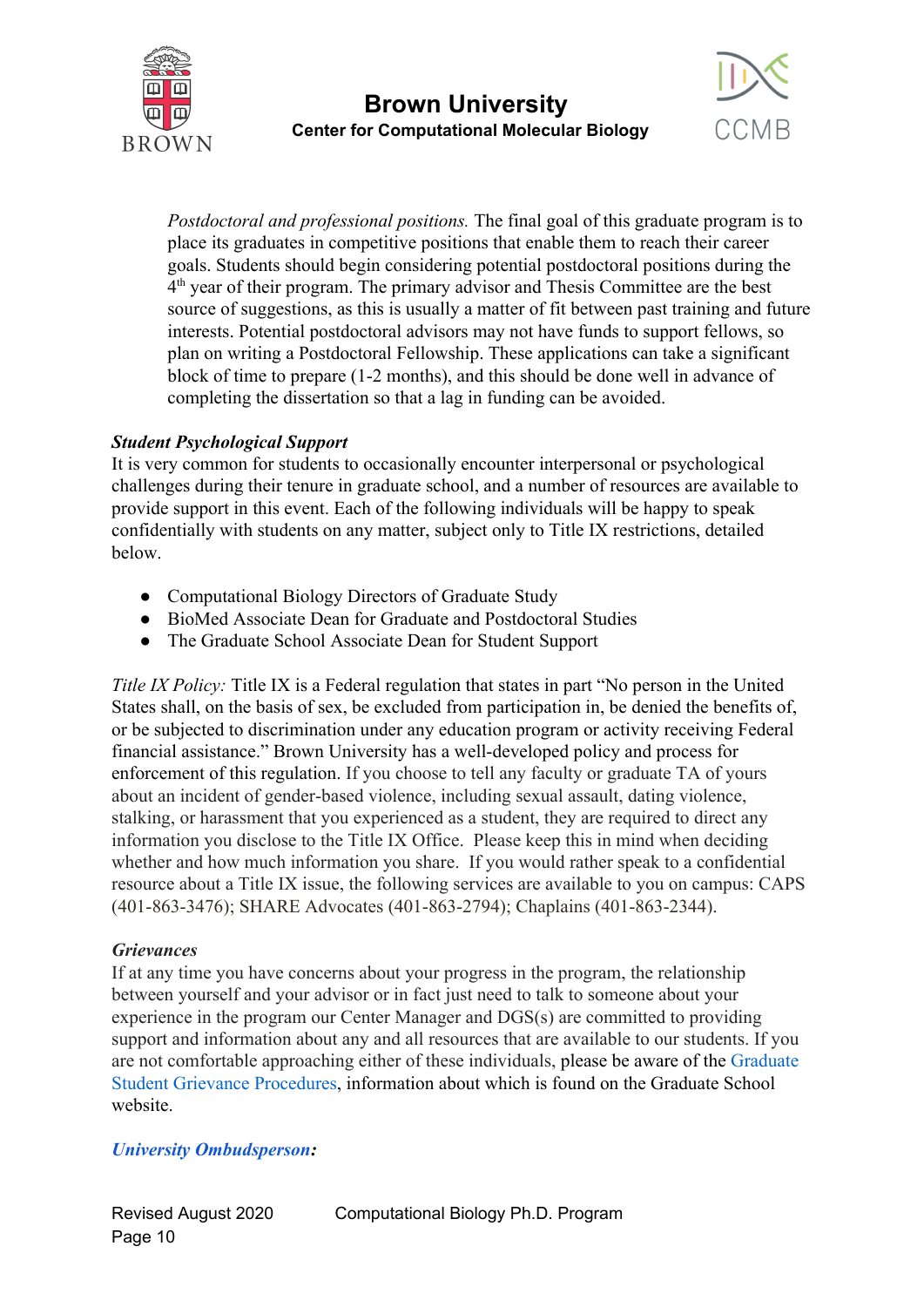*Postdoctoral and professional positions.* The final goal of this graduate program is to place its graduates in competitive positions that enable them to reach their career goals. Students should begin considering potential postdoctoral positions during the 4th year of their program. The primary advisor and Thesis Committee are the best source of suggestions, as this is usually a matter of fit between past training and future interests. Potential postdoctoral advisors may not have funds to support fellows, so plan on writing a Postdoctoral Fellowship. These applications can take a significant block of time to prepare (1-2 months), and this should be done well in advance of completing the dissertation so that a lag in funding can be avoided.

***Student Psychological Support***

It is very common for students to occasionally encounter interpersonal or psychological challenges during their tenure in graduate school, and a number of resources are available to provide support in this event. Each of the following individuals will be happy to speak confidentially with students on any matter, subject only to Title IX restrictions, detailed below.

- Computational Biology Directors of Graduate Study
- BioMed Associate Dean for Graduate and Postdoctoral Studies
- The Graduate School Associate Dean for Student Support

*Title IX Policy:* Title IX is a Federal regulation that states in part "No person in the United States shall, on the basis of sex, be excluded from participation in, be denied the benefits of, or be subjected to discrimination under any education program or activity receiving Federal financial assistance." Brown University has a well-developed policy and process for enforcement of this regulation. If you choose to tell any faculty or graduate TA of yours about an incident of gender-based violence, including sexual assault, dating violence, stalking, or harassment that you experienced as a student, they are required to direct any information you disclose to the Title IX Office. Please keep this in mind when deciding whether and how much information you share. If you would rather speak to a confidential resource about a Title IX issue, the following services are available to you on campus: CAPS (401-863-3476); SHARE Advocates (401-863-2794); Chaplains (401-863-2344).

***Grievances***

If at any time you have concerns about your progress in the program, the relationship between yourself and your advisor or in fact just need to talk to someone about your experience in the program our Center Manager and DGS(s) are committed to providing support and information about any and all resources that are available to our students. If you are not comfortable approaching either of these individuals, please be aware of the Graduate Student Grievance Procedures, information about which is found on the Graduate School website.

***University Ombudsperson:***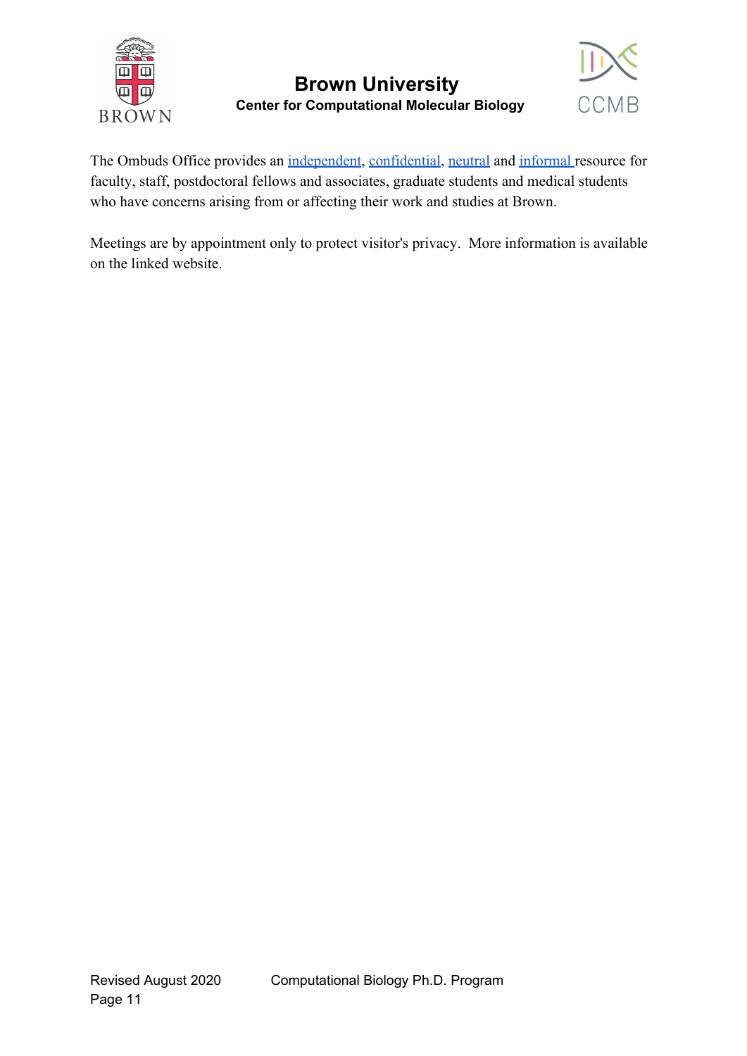The Ombuds Office provides an independent, confidential, neutral and informal resource for faculty, staff, postdoctoral fellows and associates, graduate students and medical students who have concerns arising from or affecting their work and studies at Brown.

Meetings are by appointment only to protect visitor's privacy. More information is available on the linked website.